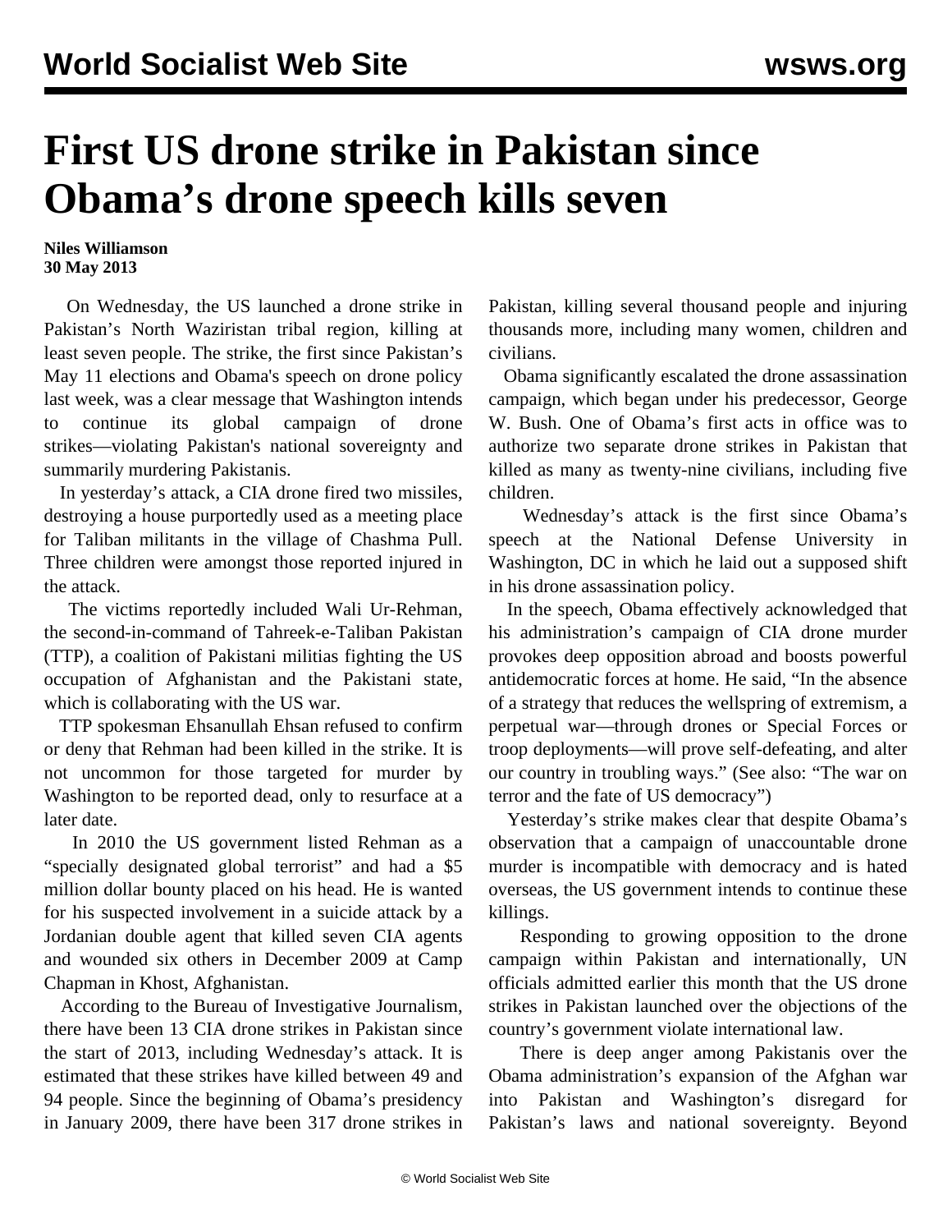# First US drone strike in Pakistan since Obama's drone speech kills seven

**Niles Williamson**
**30 May 2013**

On Wednesday, the US launched a drone strike in Pakistan's North Waziristan tribal region, killing at least seven people. The strike, the first since Pakistan's May 11 elections and Obama's speech on drone policy last week, was a clear message that Washington intends to continue its global campaign of drone strikes—violating Pakistan's national sovereignty and summarily murdering Pakistanis.

In yesterday's attack, a CIA drone fired two missiles, destroying a house purportedly used as a meeting place for Taliban militants in the village of Chashma Pull. Three children were amongst those reported injured in the attack.

The victims reportedly included Wali Ur-Rehman, the second-in-command of Tahreek-e-Taliban Pakistan (TTP), a coalition of Pakistani militias fighting the US occupation of Afghanistan and the Pakistani state, which is collaborating with the US war.

TTP spokesman Ehsanullah Ehsan refused to confirm or deny that Rehman had been killed in the strike. It is not uncommon for those targeted for murder by Washington to be reported dead, only to resurface at a later date.

In 2010 the US government listed Rehman as a "specially designated global terrorist" and had a $5 million dollar bounty placed on his head. He is wanted for his suspected involvement in a suicide attack by a Jordanian double agent that killed seven CIA agents and wounded six others in December 2009 at Camp Chapman in Khost, Afghanistan.

According to the Bureau of Investigative Journalism, there have been 13 CIA drone strikes in Pakistan since the start of 2013, including Wednesday's attack. It is estimated that these strikes have killed between 49 and 94 people. Since the beginning of Obama's presidency in January 2009, there have been 317 drone strikes in Pakistan, killing several thousand people and injuring thousands more, including many women, children and civilians.

Obama significantly escalated the drone assassination campaign, which began under his predecessor, George W. Bush. One of Obama's first acts in office was to authorize two separate drone strikes in Pakistan that killed as many as twenty-nine civilians, including five children.

Wednesday's attack is the first since Obama's speech at the National Defense University in Washington, DC in which he laid out a supposed shift in his drone assassination policy.

In the speech, Obama effectively acknowledged that his administration's campaign of CIA drone murder provokes deep opposition abroad and boosts powerful antidemocratic forces at home. He said, "In the absence of a strategy that reduces the wellspring of extremism, a perpetual war—through drones or Special Forces or troop deployments—will prove self-defeating, and alter our country in troubling ways." (See also: "The war on terror and the fate of US democracy")

Yesterday's strike makes clear that despite Obama's observation that a campaign of unaccountable drone murder is incompatible with democracy and is hated overseas, the US government intends to continue these killings.

Responding to growing opposition to the drone campaign within Pakistan and internationally, UN officials admitted earlier this month that the US drone strikes in Pakistan launched over the objections of the country's government violate international law.

There is deep anger among Pakistanis over the Obama administration's expansion of the Afghan war into Pakistan and Washington's disregard for Pakistan's laws and national sovereignty. Beyond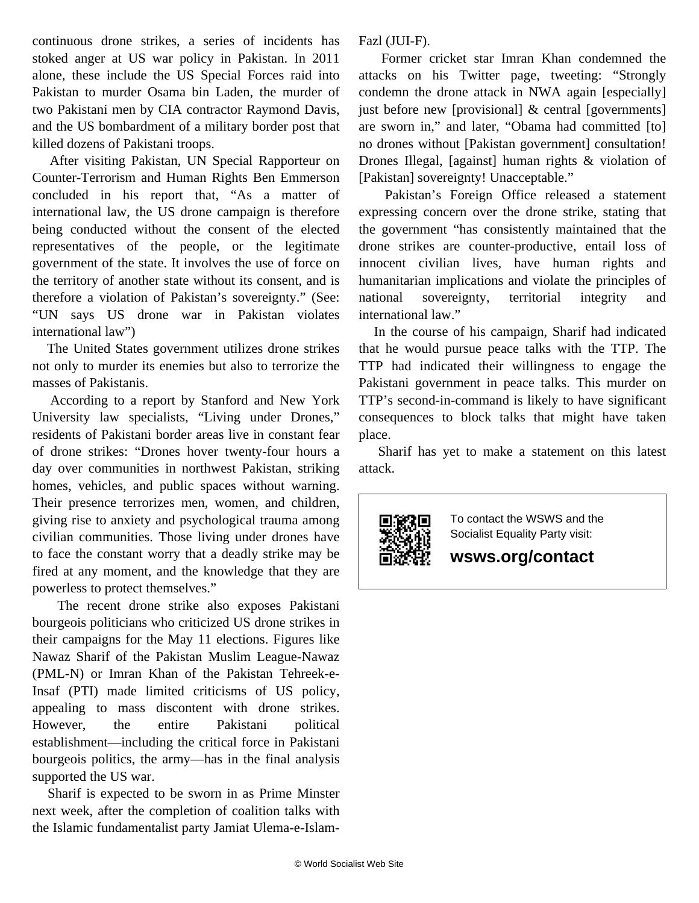continuous drone strikes, a series of incidents has stoked anger at US war policy in Pakistan. In 2011 alone, these include the US Special Forces raid into Pakistan to murder Osama bin Laden, the murder of two Pakistani men by CIA contractor Raymond Davis, and the US bombardment of a military border post that killed dozens of Pakistani troops.

After visiting Pakistan, UN Special Rapporteur on Counter-Terrorism and Human Rights Ben Emmerson concluded in his report that, "As a matter of international law, the US drone campaign is therefore being conducted without the consent of the elected representatives of the people, or the legitimate government of the state. It involves the use of force on the territory of another state without its consent, and is therefore a violation of Pakistan's sovereignty." (See: "UN says US drone war in Pakistan violates international law")

The United States government utilizes drone strikes not only to murder its enemies but also to terrorize the masses of Pakistanis.

According to a report by Stanford and New York University law specialists, "Living under Drones," residents of Pakistani border areas live in constant fear of drone strikes: "Drones hover twenty-four hours a day over communities in northwest Pakistan, striking homes, vehicles, and public spaces without warning. Their presence terrorizes men, women, and children, giving rise to anxiety and psychological trauma among civilian communities. Those living under drones have to face the constant worry that a deadly strike may be fired at any moment, and the knowledge that they are powerless to protect themselves."

The recent drone strike also exposes Pakistani bourgeois politicians who criticized US drone strikes in their campaigns for the May 11 elections. Figures like Nawaz Sharif of the Pakistan Muslim League-Nawaz (PML-N) or Imran Khan of the Pakistan Tehreek-e-Insaf (PTI) made limited criticisms of US policy, appealing to mass discontent with drone strikes. However, the entire Pakistani political establishment—including the critical force in Pakistani bourgeois politics, the army—has in the final analysis supported the US war.

Sharif is expected to be sworn in as Prime Minster next week, after the completion of coalition talks with the Islamic fundamentalist party Jamiat Ulema-e-Islam-Fazl (JUI-F).

Former cricket star Imran Khan condemned the attacks on his Twitter page, tweeting: "Strongly condemn the drone attack in NWA again [especially] just before new [provisional] & central [governments] are sworn in," and later, "Obama had committed [to] no drones without [Pakistan government] consultation! Drones Illegal, [against] human rights & violation of [Pakistan] sovereignty! Unacceptable."

Pakistan's Foreign Office released a statement expressing concern over the drone strike, stating that the government "has consistently maintained that the drone strikes are counter-productive, entail loss of innocent civilian lives, have human rights and humanitarian implications and violate the principles of national sovereignty, territorial integrity and international law."

In the course of his campaign, Sharif had indicated that he would pursue peace talks with the TTP. The TTP had indicated their willingness to engage the Pakistani government in peace talks. This murder on TTP's second-in-command is likely to have significant consequences to block talks that might have taken place.

Sharif has yet to make a statement on this latest attack.

To contact the WSWS and the Socialist Equality Party visit:

**wsws.org/contact**